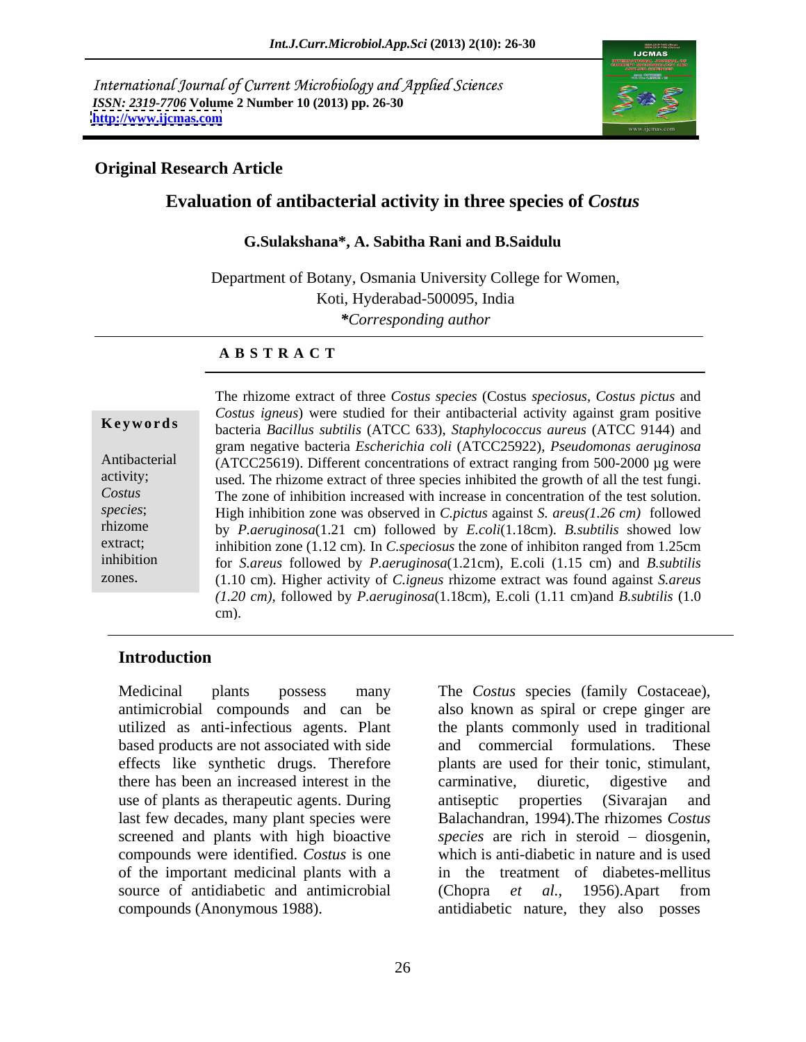International Journal of Current Microbiology and Applied Sciences
*ISSN: 2319-7706* **Volume 2 Number 10 (2013) pp. 26-30**
**http://www.ijcmas.com**

**Original Research Article**

# Evaluation of antibacterial activity in three species of *Costus*

**G.Sulakshana*, A. Sabitha Rani and B.Saidulu**

Department of Botany, Osmania University College for Women,
Koti, Hyderabad-500095, India
***Corresponding author**

## A B S T R A C T

**Keywords**

Antibacterial activity; *Costus species*; rhizome extract; inhibition zones.

The rhizome extract of three *Costus species* (Costus *speciosus, Costus pictus* and *Costus igneus*) were studied for their antibacterial activity against gram positive bacteria *Bacillus subtilis* (ATCC 633), *Staphylococcus aureus* (ATCC 9144) and gram negative bacteria *Escherichia coli* (ATCC25922), *Pseudomonas aeruginosa* (ATCC25619). Different concentrations of extract ranging from 500-2000 µg were used. The rhizome extract of three species inhibited the growth of all the test fungi. The zone of inhibition increased with increase in concentration of the test solution. High inhibition zone was observed in *C.pictus* against *S. areus(1.26 cm)* followed by *P.aeruginosa*(1.21 cm) followed by *E.coli*(1.18cm). *B.subtilis* showed low inhibition zone (1.12 cm). In *C.speciosus* the zone of inhibiton ranged from 1.25cm for *S.areus* followed by *P.aeruginosa*(1.21cm), E.coli (1.15 cm) and *B.subtilis* (1.10 cm). Higher activity of *C.igneus* rhizome extract was found against *S.areus (1.20 cm)*, followed by *P.aeruginosa*(1.18cm), E.coli (1.11 cm)and *B.subtilis* (1.0 cm).

## Introduction

Medicinal plants possess many antimicrobial compounds and can be utilized as anti-infectious agents. Plant based products are not associated with side effects like synthetic drugs. Therefore there has been an increased interest in the use of plants as therapeutic agents. During last few decades, many plant species were screened and plants with high bioactive compounds were identified. *Costus* is one of the important medicinal plants with a source of antidiabetic and antimicrobial compounds (Anonymous 1988).

The *Costus* species (family Costaceae), also known as spiral or crepe ginger are the plants commonly used in traditional and commercial formulations. These plants are used for their tonic, stimulant, carminative, diuretic, digestive and antiseptic properties (Sivarajan and Balachandran, 1994).The rhizomes *Costus species* are rich in steroid – diosgenin, which is anti-diabetic in nature and is used in the treatment of diabetes-mellitus (Chopra *et al.,* 1956).Apart from antidiabetic nature, they also posses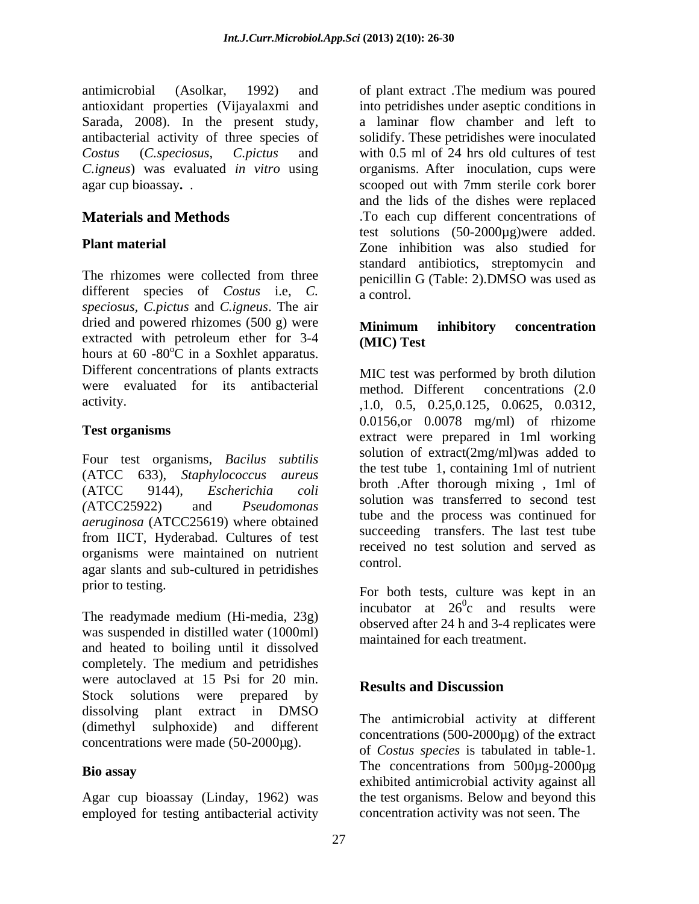antimicrobial (Asolkar, 1992) and antioxidant properties (Vijayalaxmi and Sarada, 2008). In the present study, antibacterial activity of three species of *Costus* (*C.speciosus*, *C.pictus* and *C.igneus*) was evaluated *in vitro* using agar cup bioassay**.** .

## Materials and Methods

### Plant material

The rhizomes were collected from three different species of *Costus* i.e, *C. speciosus*, *C.pictus* and *C.igneus*. The air dried and powered rhizomes (500 g) were extracted with petroleum ether for 3-4 hours at 60 -80$^{o}$C in a Soxhlet apparatus. Different concentrations of plants extracts were evaluated for its antibacterial activity.

### Test organisms

Four test organisms, *Bacilus subtilis* (ATCC 633), *Staphylococcus aureus* (ATCC 9144), *Escherichia coli (*ATCC25922) and *Pseudomonas aeruginosa* (ATCC25619) where obtained from IICT, Hyderabad. Cultures of test organisms were maintained on nutrient agar slants and sub-cultured in petridishes prior to testing.

The readymade medium (Hi-media, 23g) was suspended in distilled water (1000ml) and heated to boiling until it dissolved completely. The medium and petridishes were autoclaved at 15 Psi for 20 min. Stock solutions were prepared by dissolving plant extract in DMSO (dimethyl sulphoxide) and different concentrations were made (50-2000µg).

### Bio assay

Agar cup bioassay (Linday, 1962) was employed for testing antibacterial activity of plant extract .The medium was poured into petridishes under aseptic conditions in a laminar flow chamber and left to solidify. These petridishes were inoculated with 0.5 ml of 24 hrs old cultures of test organisms. After inoculation, cups were scooped out with 7mm sterile cork borer and the lids of the dishes were replaced .To each cup different concentrations of test solutions (50-2000µg)were added. Zone inhibition was also studied for standard antibiotics, streptomycin and penicillin G (Table: 2).DMSO was used as a control.

### Minimum inhibitory concentration (MIC) Test

MIC test was performed by broth dilution method. Different concentrations (2.0 ,1.0, 0.5, 0.25,0.125, 0.0625, 0.0312, 0.0156,or 0.0078 mg/ml) of rhizome extract were prepared in 1ml working solution of extract(2mg/ml)was added to the test tube 1, containing 1ml of nutrient broth .After thorough mixing , 1ml of solution was transferred to second test tube and the process was continued for succeeding transfers. The last test tube received no test solution and served as control.

For both tests, culture was kept in an incubator at 26$^{0}$c and results were observed after 24 h and 3-4 replicates were maintained for each treatment.

## Results and Discussion

The antimicrobial activity at different concentrations (500-2000µg) of the extract of *Costus species* is tabulated in table-1. The concentrations from 500µg-2000µg exhibited antimicrobial activity against all the test organisms. Below and beyond this concentration activity was not seen. The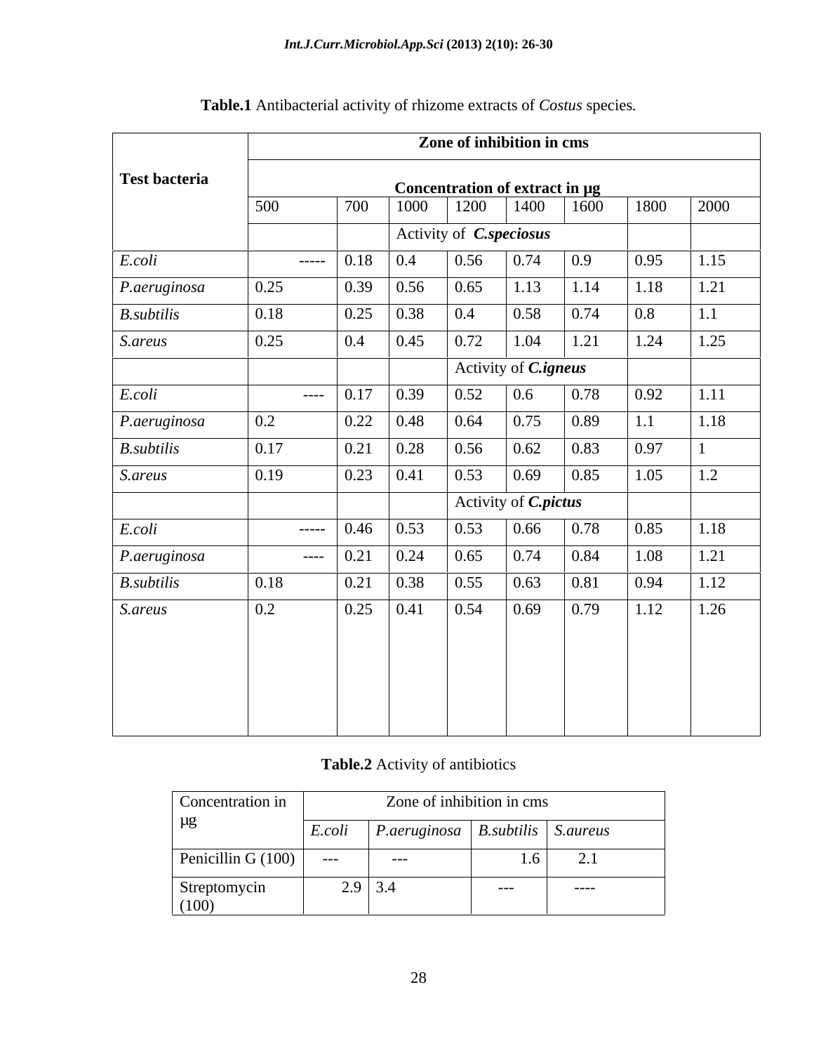**Table.1** Antibacterial activity of rhizome extracts of *Costus* species.

| Test bacteria | Zone of inhibition in cms | | | | | | | |
|---|---|---|---|---|---|---|---|---|
| | Concentration of extract in µg | | | | | | | |
| | 500 | 700 | 1000 | 1200 | 1400 | 1600 | 1800 | 2000 |
| | Activity of ***C.speciosus*** | | | | | | | |
| *E.coli* | ----- | 0.18 | 0.4 | 0.56 | 0.74 | 0.9 | 0.95 | 1.15 |
| *P.aeruginosa* | 0.25 | 0.39 | 0.56 | 0.65 | 1.13 | 1.14 | 1.18 | 1.21 |
| *B.subtilis* | 0.18 | 0.25 | 0.38 | 0.4 | 0.58 | 0.74 | 0.8 | 1.1 |
| *S.areus* | 0.25 | 0.4 | 0.45 | 0.72 | 1.04 | 1.21 | 1.24 | 1.25 |
| | Activity of ***C.igneus*** | | | | | | | |
| *E.coli* | ---- | 0.17 | 0.39 | 0.52 | 0.6 | 0.78 | 0.92 | 1.11 |
| *P.aeruginosa* | 0.2 | 0.22 | 0.48 | 0.64 | 0.75 | 0.89 | 1.1 | 1.18 |
| *B.subtilis* | 0.17 | 0.21 | 0.28 | 0.56 | 0.62 | 0.83 | 0.97 | 1 |
| *S.areus* | 0.19 | 0.23 | 0.41 | 0.53 | 0.69 | 0.85 | 1.05 | 1.2 |
| | Activity of ***C.pictus*** | | | | | | | |
| *E.coli* | ----- | 0.46 | 0.53 | 0.53 | 0.66 | 0.78 | 0.85 | 1.18 |
| *P.aeruginosa* | ---- | 0.21 | 0.24 | 0.65 | 0.74 | 0.84 | 1.08 | 1.21 |
| *B.subtilis* | 0.18 | 0.21 | 0.38 | 0.55 | 0.63 | 0.81 | 0.94 | 1.12 |
| *S.areus* | 0.2 | 0.25 | 0.41 | 0.54 | 0.69 | 0.79 | 1.12 | 1.26 |

**Table.2** Activity of antibiotics

| Concentration in µg | Zone of inhibition in cms | | | |
|---|---|---|---|---|
| | *E.coli* | *P.aeruginosa* | *B.subtilis* | *S.aureus* |
| Penicillin G (100) | --- | --- | 1.6 | 2.1 |
| Streptomycin (100) | 2.9 | 3.4 | --- | ---- |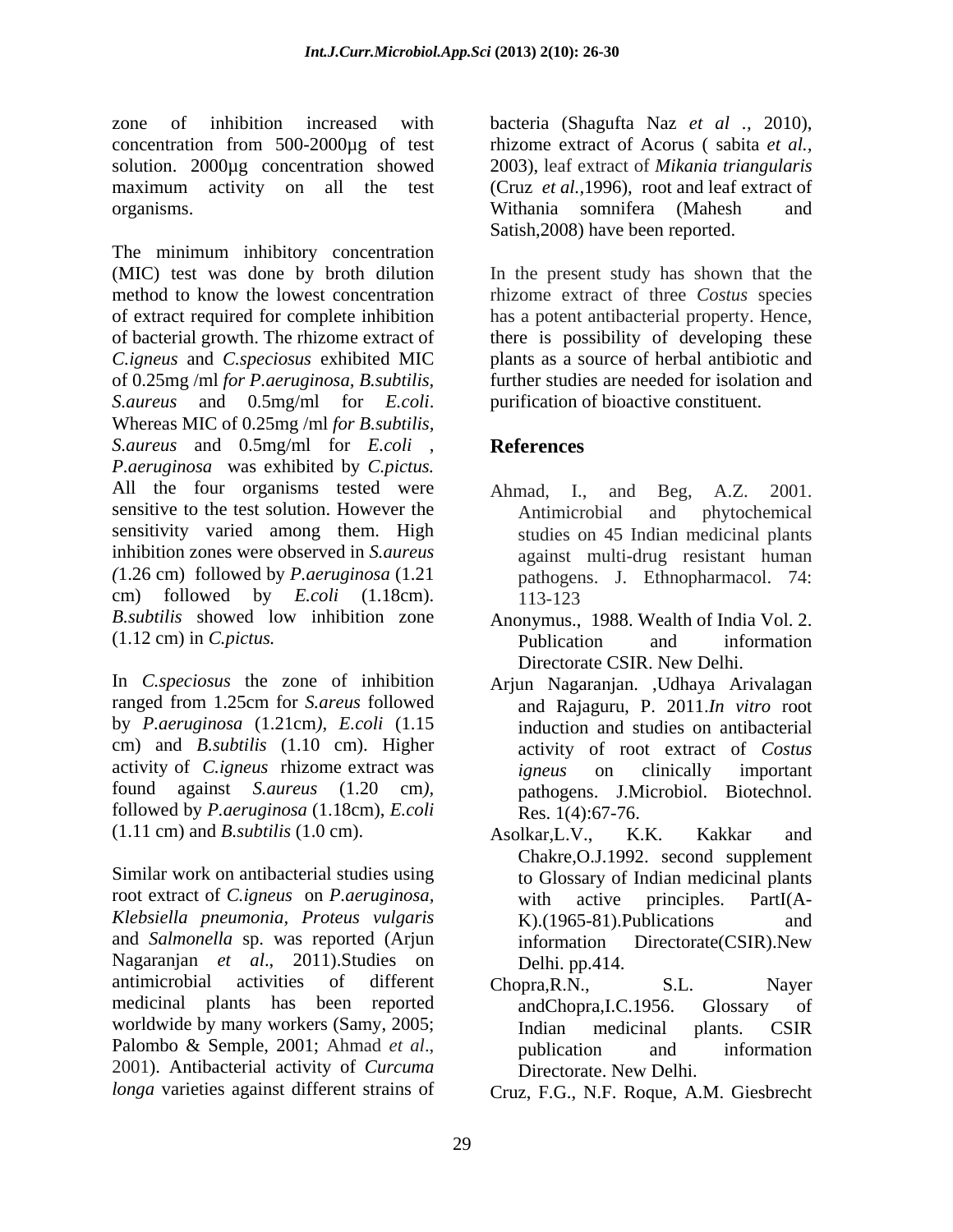zone of inhibition increased with concentration from 500-2000µg of test solution. 2000µg concentration showed maximum activity on all the test organisms.

The minimum inhibitory concentration (MIC) test was done by broth dilution method to know the lowest concentration of extract required for complete inhibition of bacterial growth. The rhizome extract of *C.igneus* and *C.speciosus* exhibited MIC of 0.25mg /ml *for P.aeruginosa, B.subtilis, S.aureus* and 0.5mg/ml for *E.coli*. Whereas MIC of 0.25mg /ml *for B.subtilis, S.aureus* and 0.5mg/ml for *E.coli* , *P.aeruginosa* was exhibited by *C.pictus.* All the four organisms tested were sensitive to the test solution. However the sensitivity varied among them. High inhibition zones were observed in *S.aureus* (1.26 cm) followed by *P.aeruginosa* (1.21 cm) followed by *E.coli* (1.18cm). *B.subtilis* showed low inhibition zone (1.12 cm) in *C.pictus.*

In *C.speciosus* the zone of inhibition ranged from 1.25cm for *S.areus* followed by *P.aeruginosa* (1.21cm*)*, *E.coli* (1.15 cm) and *B.subtilis* (1.10 cm). Higher activity of *C.igneus* rhizome extract was found against *S.aureus* (1.20 cm*)*, followed by *P.aeruginosa* (1.18cm), *E.coli* (1.11 cm) and *B.subtilis* (1.0 cm).

Similar work on antibacterial studies using root extract of *C.igneus* on *P.aeruginosa*, *Klebsiella pneumonia*, *Proteus vulgaris* and *Salmonella* sp. was reported (Arjun Nagaranjan *et al*., 2011).Studies on antimicrobial activities of different medicinal plants has been reported worldwide by many workers (Samy, 2005; Palombo & Semple, 2001; Ahmad *et al*., 2001). Antibacterial activity of *Curcuma longa* varieties against different strains of bacteria (Shagufta Naz *et al* ., 2010), rhizome extract of Acorus ( sabita *et al.,* 2003), leaf extract of *Mikania triangularis* (Cruz *et al.*,1996), root and leaf extract of Withania somnifera (Mahesh and Satish,2008) have been reported.

In the present study has shown that the rhizome extract of three *Costus* species has a potent antibacterial property. Hence, there is possibility of developing these plants as a source of herbal antibiotic and further studies are needed for isolation and purification of bioactive constituent.

## References

Ahmad, I., and Beg, A.Z. 2001. Antimicrobial and phytochemical studies on 45 Indian medicinal plants against multi-drug resistant human pathogens. J. Ethnopharmacol. 74: 113-123

Anonymus., 1988. Wealth of India Vol. 2. Publication and information Directorate CSIR. New Delhi.

Arjun Nagaranjan. ,Udhaya Arivalagan and Rajaguru, P. 2011.*In vitro* root induction and studies on antibacterial activity of root extract of *Costus igneus* on clinically important pathogens. J.Microbiol. Biotechnol. Res. 1(4):67-76.

Asolkar,L.V., K.K. Kakkar and Chakre,O.J.1992. second supplement to Glossary of Indian medicinal plants with active principles. PartI(A-K).(1965-81).Publications and information Directorate(CSIR).New Delhi. pp.414.

Chopra,R.N., S.L. Nayer andChopra,I.C.1956. Glossary of Indian medicinal plants. CSIR publication and information Directorate. New Delhi.

Cruz, F.G., N.F. Roque, A.M. Giesbrecht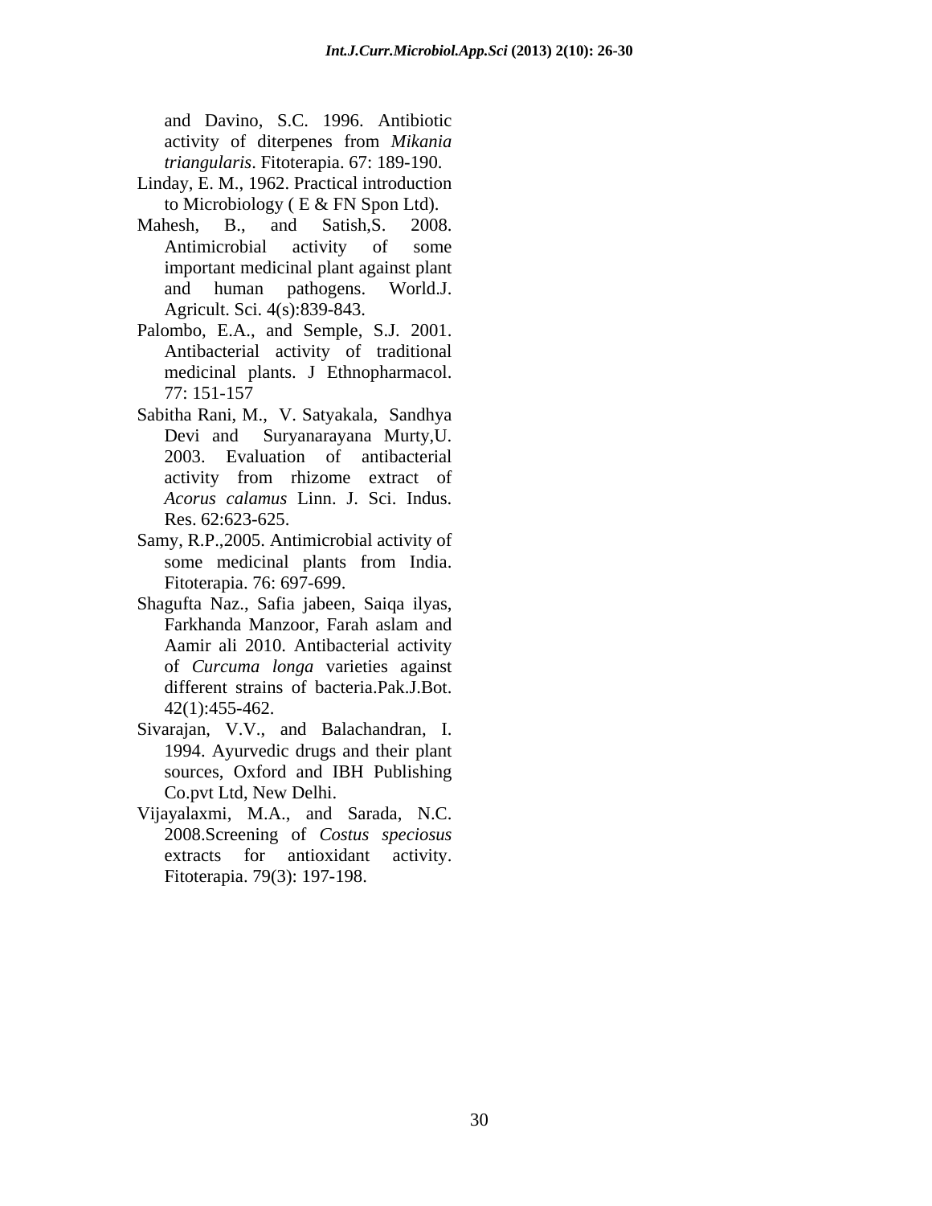and Davino, S.C. 1996. Antibiotic activity of diterpenes from *Mikania triangularis*. Fitoterapia. 67: 189-190.

Linday, E. M., 1962. Practical introduction to Microbiology ( E & FN Spon Ltd).

Mahesh, B., and Satish,S. 2008. Antimicrobial activity of some important medicinal plant against plant and human pathogens. World.J. Agricult. Sci. 4(s):839-843.

Palombo, E.A., and Semple, S.J. 2001. Antibacterial activity of traditional medicinal plants. J Ethnopharmacol. 77: 151-157

Sabitha Rani, M., V. Satyakala, Sandhya Devi and Suryanarayana Murty,U. 2003. Evaluation of antibacterial activity from rhizome extract of *Acorus calamus* Linn. J. Sci. Indus. Res. 62:623-625.

Samy, R.P.,2005. Antimicrobial activity of some medicinal plants from India. Fitoterapia. 76: 697-699.

Shagufta Naz., Safia jabeen, Saiqa ilyas, Farkhanda Manzoor, Farah aslam and Aamir ali 2010. Antibacterial activity of *Curcuma longa* varieties against different strains of bacteria.Pak.J.Bot. 42(1):455-462.

Sivarajan, V.V., and Balachandran, I. 1994. Ayurvedic drugs and their plant sources, Oxford and IBH Publishing Co.pvt Ltd, New Delhi.

Vijayalaxmi, M.A., and Sarada, N.C. 2008.Screening of *Costus speciosus* extracts for antioxidant activity. Fitoterapia. 79(3): 197-198.